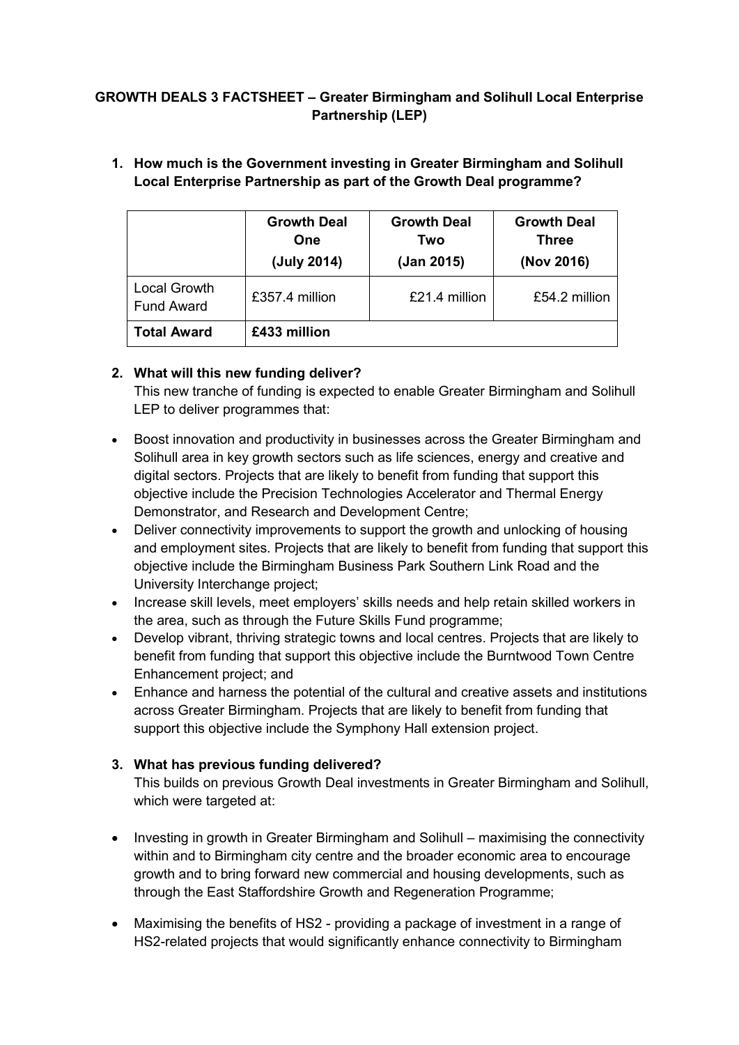# GROWTH DEALS 3 FACTSHEET – Greater Birmingham and Solihull Local Enterprise Partnership (LEP)

## 1. How much is the Government investing in Greater Birmingham and Solihull Local Enterprise Partnership as part of the Growth Deal programme?

| | Growth Deal One (July 2014) | Growth Deal Two (Jan 2015) | Growth Deal Three (Nov 2016) |
|---|---|---|---|
| Local Growth Fund Award | £357.4 million | £21.4 million | £54.2 million |
| **Total Award** | **£433 million** | | |

## 2. What will this new funding deliver?

This new tranche of funding is expected to enable Greater Birmingham and Solihull LEP to deliver programmes that:

- Boost innovation and productivity in businesses across the Greater Birmingham and Solihull area in key growth sectors such as life sciences, energy and creative and digital sectors. Projects that are likely to benefit from funding that support this objective include the Precision Technologies Accelerator and Thermal Energy Demonstrator, and Research and Development Centre;
- Deliver connectivity improvements to support the growth and unlocking of housing and employment sites. Projects that are likely to benefit from funding that support this objective include the Birmingham Business Park Southern Link Road and the University Interchange project;
- Increase skill levels, meet employers' skills needs and help retain skilled workers in the area, such as through the Future Skills Fund programme;
- Develop vibrant, thriving strategic towns and local centres. Projects that are likely to benefit from funding that support this objective include the Burntwood Town Centre Enhancement project; and
- Enhance and harness the potential of the cultural and creative assets and institutions across Greater Birmingham. Projects that are likely to benefit from funding that support this objective include the Symphony Hall extension project.

## 3. What has previous funding delivered?

This builds on previous Growth Deal investments in Greater Birmingham and Solihull, which were targeted at:

- Investing in growth in Greater Birmingham and Solihull – maximising the connectivity within and to Birmingham city centre and the broader economic area to encourage growth and to bring forward new commercial and housing developments, such as through the East Staffordshire Growth and Regeneration Programme;
- Maximising the benefits of HS2 - providing a package of investment in a range of HS2-related projects that would significantly enhance connectivity to Birmingham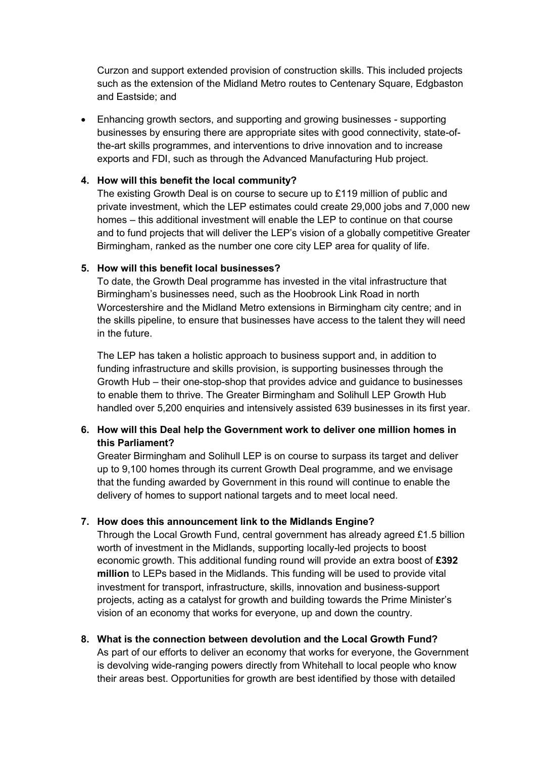Curzon and support extended provision of construction skills. This included projects such as the extension of the Midland Metro routes to Centenary Square, Edgbaston and Eastside; and

- Enhancing growth sectors, and supporting and growing businesses - supporting businesses by ensuring there are appropriate sites with good connectivity, state-of-the-art skills programmes, and interventions to drive innovation and to increase exports and FDI, such as through the Advanced Manufacturing Hub project.

**4. How will this benefit the local community?**

The existing Growth Deal is on course to secure up to £119 million of public and private investment, which the LEP estimates could create 29,000 jobs and 7,000 new homes – this additional investment will enable the LEP to continue on that course and to fund projects that will deliver the LEP's vision of a globally competitive Greater Birmingham, ranked as the number one core city LEP area for quality of life.

**5. How will this benefit local businesses?**

To date, the Growth Deal programme has invested in the vital infrastructure that Birmingham's businesses need, such as the Hoobrook Link Road in north Worcestershire and the Midland Metro extensions in Birmingham city centre; and in the skills pipeline, to ensure that businesses have access to the talent they will need in the future.

The LEP has taken a holistic approach to business support and, in addition to funding infrastructure and skills provision, is supporting businesses through the Growth Hub – their one-stop-shop that provides advice and guidance to businesses to enable them to thrive. The Greater Birmingham and Solihull LEP Growth Hub handled over 5,200 enquiries and intensively assisted 639 businesses in its first year.

**6. How will this Deal help the Government work to deliver one million homes in this Parliament?**

Greater Birmingham and Solihull LEP is on course to surpass its target and deliver up to 9,100 homes through its current Growth Deal programme, and we envisage that the funding awarded by Government in this round will continue to enable the delivery of homes to support national targets and to meet local need.

**7. How does this announcement link to the Midlands Engine?**

Through the Local Growth Fund, central government has already agreed £1.5 billion worth of investment in the Midlands, supporting locally-led projects to boost economic growth. This additional funding round will provide an extra boost of **£392 million** to LEPs based in the Midlands. This funding will be used to provide vital investment for transport, infrastructure, skills, innovation and business-support projects, acting as a catalyst for growth and building towards the Prime Minister's vision of an economy that works for everyone, up and down the country.

**8. What is the connection between devolution and the Local Growth Fund?**

As part of our efforts to deliver an economy that works for everyone, the Government is devolving wide-ranging powers directly from Whitehall to local people who know their areas best. Opportunities for growth are best identified by those with detailed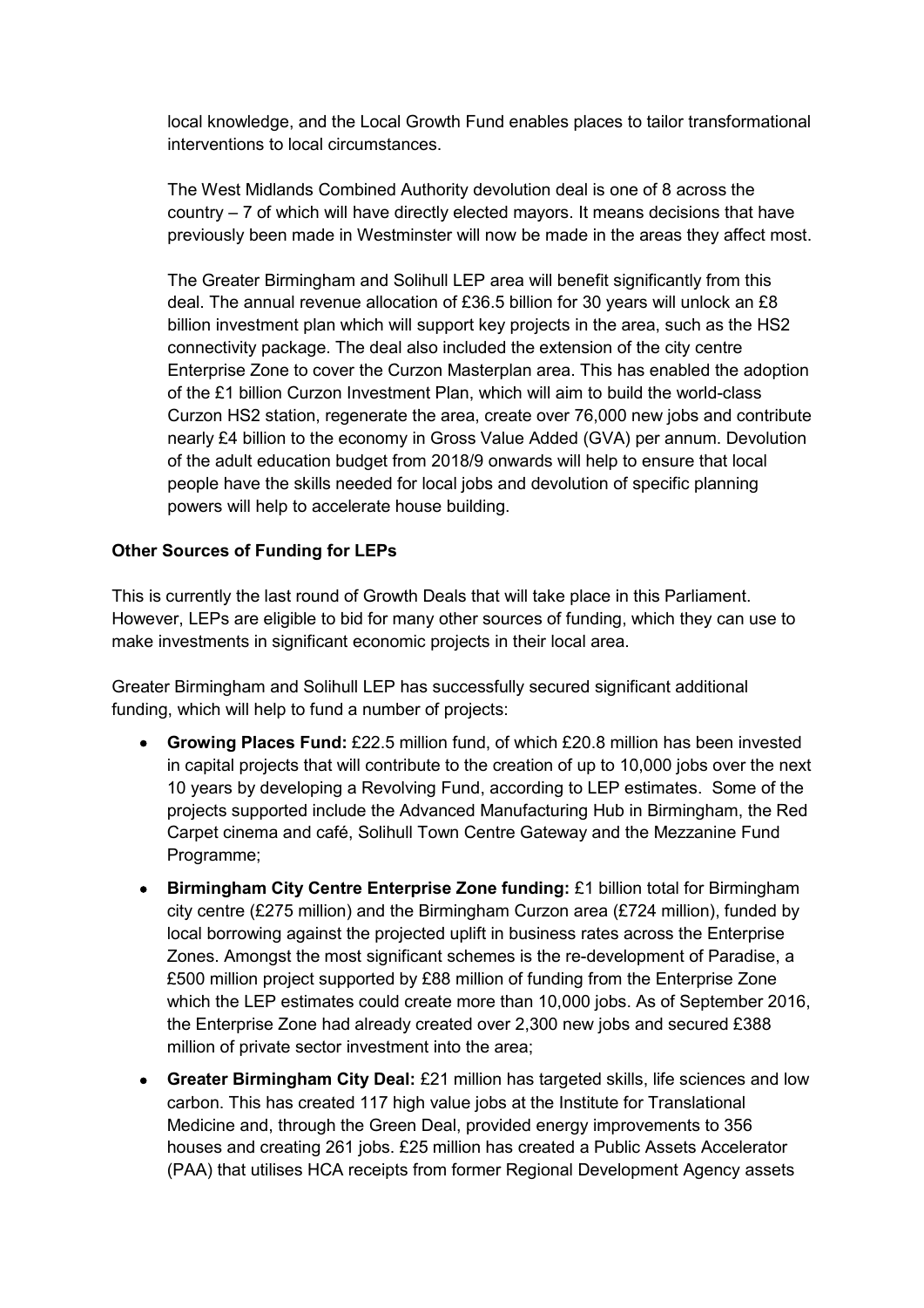local knowledge, and the Local Growth Fund enables places to tailor transformational interventions to local circumstances.

The West Midlands Combined Authority devolution deal is one of 8 across the country – 7 of which will have directly elected mayors. It means decisions that have previously been made in Westminster will now be made in the areas they affect most.

The Greater Birmingham and Solihull LEP area will benefit significantly from this deal. The annual revenue allocation of £36.5 billion for 30 years will unlock an £8 billion investment plan which will support key projects in the area, such as the HS2 connectivity package. The deal also included the extension of the city centre Enterprise Zone to cover the Curzon Masterplan area. This has enabled the adoption of the £1 billion Curzon Investment Plan, which will aim to build the world-class Curzon HS2 station, regenerate the area, create over 76,000 new jobs and contribute nearly £4 billion to the economy in Gross Value Added (GVA) per annum. Devolution of the adult education budget from 2018/9 onwards will help to ensure that local people have the skills needed for local jobs and devolution of specific planning powers will help to accelerate house building.

**Other Sources of Funding for LEPs**

This is currently the last round of Growth Deals that will take place in this Parliament. However, LEPs are eligible to bid for many other sources of funding, which they can use to make investments in significant economic projects in their local area.

Greater Birmingham and Solihull LEP has successfully secured significant additional funding, which will help to fund a number of projects:

- **Growing Places Fund:** £22.5 million fund, of which £20.8 million has been invested in capital projects that will contribute to the creation of up to 10,000 jobs over the next 10 years by developing a Revolving Fund, according to LEP estimates. Some of the projects supported include the Advanced Manufacturing Hub in Birmingham, the Red Carpet cinema and café, Solihull Town Centre Gateway and the Mezzanine Fund Programme;
- **Birmingham City Centre Enterprise Zone funding:** £1 billion total for Birmingham city centre (£275 million) and the Birmingham Curzon area (£724 million), funded by local borrowing against the projected uplift in business rates across the Enterprise Zones. Amongst the most significant schemes is the re-development of Paradise, a £500 million project supported by £88 million of funding from the Enterprise Zone which the LEP estimates could create more than 10,000 jobs. As of September 2016, the Enterprise Zone had already created over 2,300 new jobs and secured £388 million of private sector investment into the area;
- **Greater Birmingham City Deal:** £21 million has targeted skills, life sciences and low carbon. This has created 117 high value jobs at the Institute for Translational Medicine and, through the Green Deal, provided energy improvements to 356 houses and creating 261 jobs. £25 million has created a Public Assets Accelerator (PAA) that utilises HCA receipts from former Regional Development Agency assets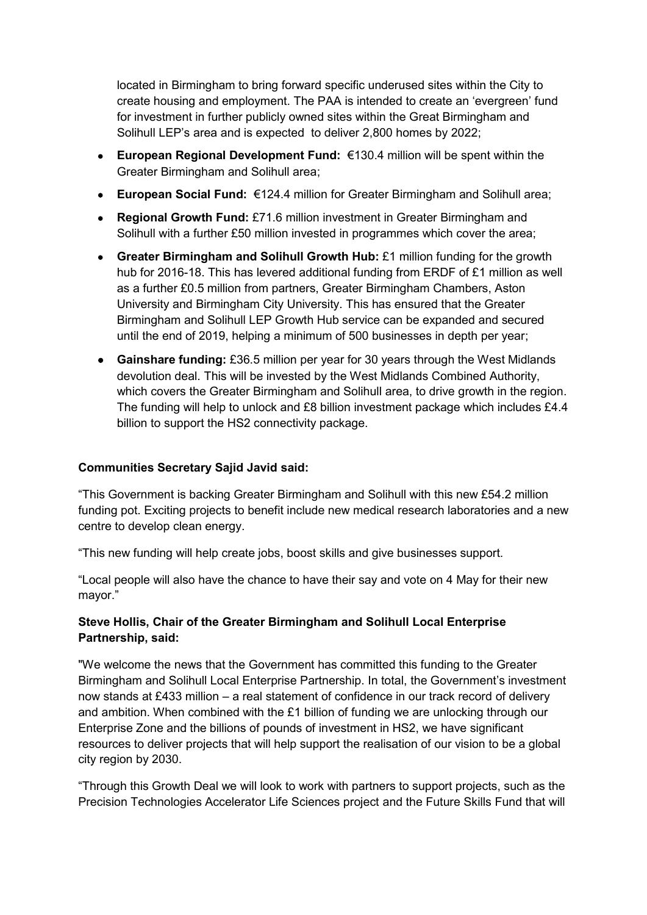located in Birmingham to bring forward specific underused sites within the City to create housing and employment. The PAA is intended to create an 'evergreen' fund for investment in further publicly owned sites within the Great Birmingham and Solihull LEP's area and is expected to deliver 2,800 homes by 2022;

- **European Regional Development Fund:** €130.4 million will be spent within the Greater Birmingham and Solihull area;
- **European Social Fund:** €124.4 million for Greater Birmingham and Solihull area;
- **Regional Growth Fund:** £71.6 million investment in Greater Birmingham and Solihull with a further £50 million invested in programmes which cover the area;
- **Greater Birmingham and Solihull Growth Hub:** £1 million funding for the growth hub for 2016-18. This has levered additional funding from ERDF of £1 million as well as a further £0.5 million from partners, Greater Birmingham Chambers, Aston University and Birmingham City University. This has ensured that the Greater Birmingham and Solihull LEP Growth Hub service can be expanded and secured until the end of 2019, helping a minimum of 500 businesses in depth per year;
- **Gainshare funding:** £36.5 million per year for 30 years through the West Midlands devolution deal. This will be invested by the West Midlands Combined Authority, which covers the Greater Birmingham and Solihull area, to drive growth in the region. The funding will help to unlock and £8 billion investment package which includes £4.4 billion to support the HS2 connectivity package.

**Communities Secretary Sajid Javid said:**

"This Government is backing Greater Birmingham and Solihull with this new £54.2 million funding pot. Exciting projects to benefit include new medical research laboratories and a new centre to develop clean energy.

"This new funding will help create jobs, boost skills and give businesses support.

"Local people will also have the chance to have their say and vote on 4 May for their new mayor."

**Steve Hollis, Chair of the Greater Birmingham and Solihull Local Enterprise Partnership, said:**

"We welcome the news that the Government has committed this funding to the Greater Birmingham and Solihull Local Enterprise Partnership. In total, the Government's investment now stands at £433 million – a real statement of confidence in our track record of delivery and ambition. When combined with the £1 billion of funding we are unlocking through our Enterprise Zone and the billions of pounds of investment in HS2, we have significant resources to deliver projects that will help support the realisation of our vision to be a global city region by 2030.

"Through this Growth Deal we will look to work with partners to support projects, such as the Precision Technologies Accelerator Life Sciences project and the Future Skills Fund that will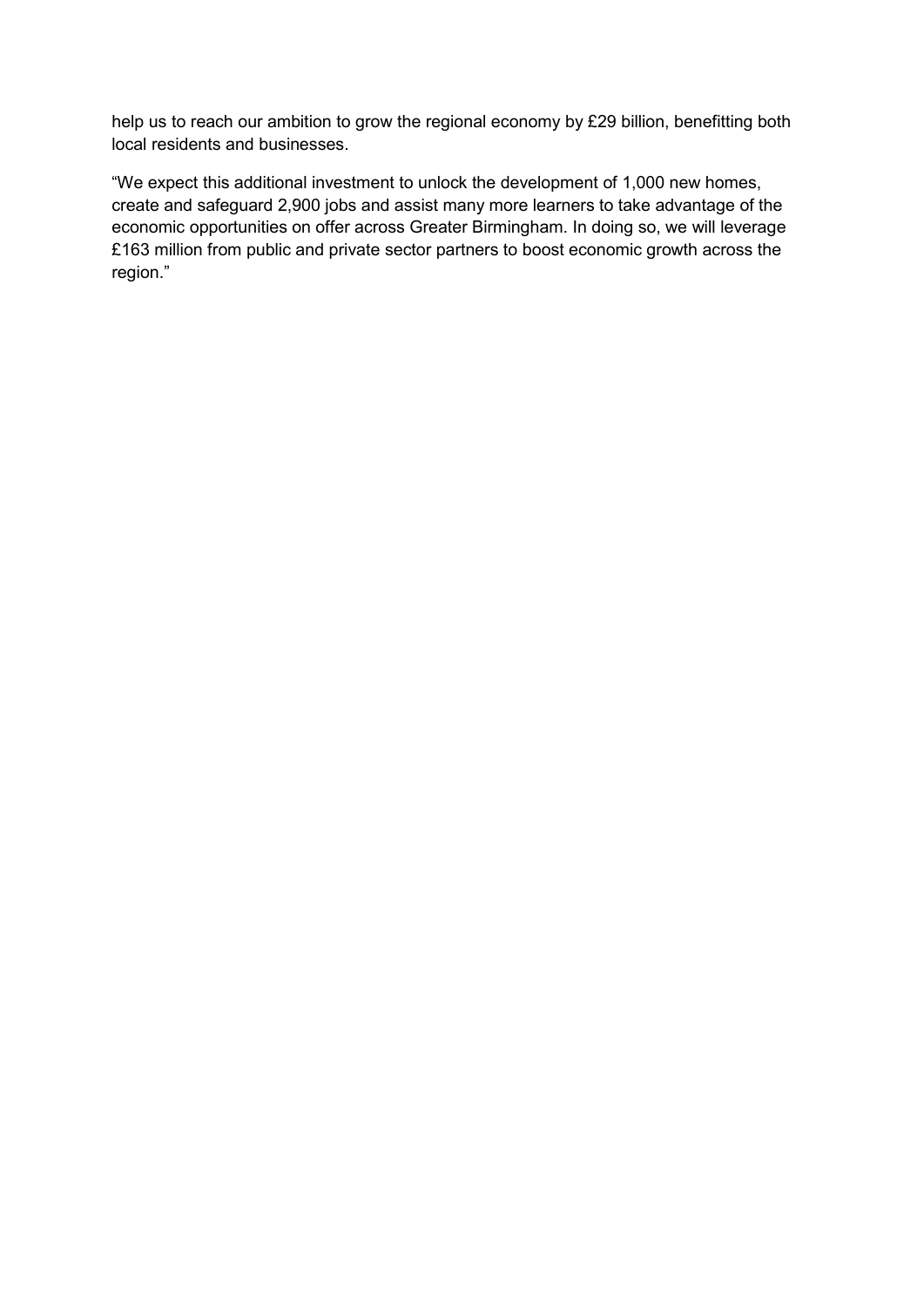help us to reach our ambition to grow the regional economy by £29 billion, benefitting both local residents and businesses.

"We expect this additional investment to unlock the development of 1,000 new homes, create and safeguard 2,900 jobs and assist many more learners to take advantage of the economic opportunities on offer across Greater Birmingham. In doing so, we will leverage £163 million from public and private sector partners to boost economic growth across the region."